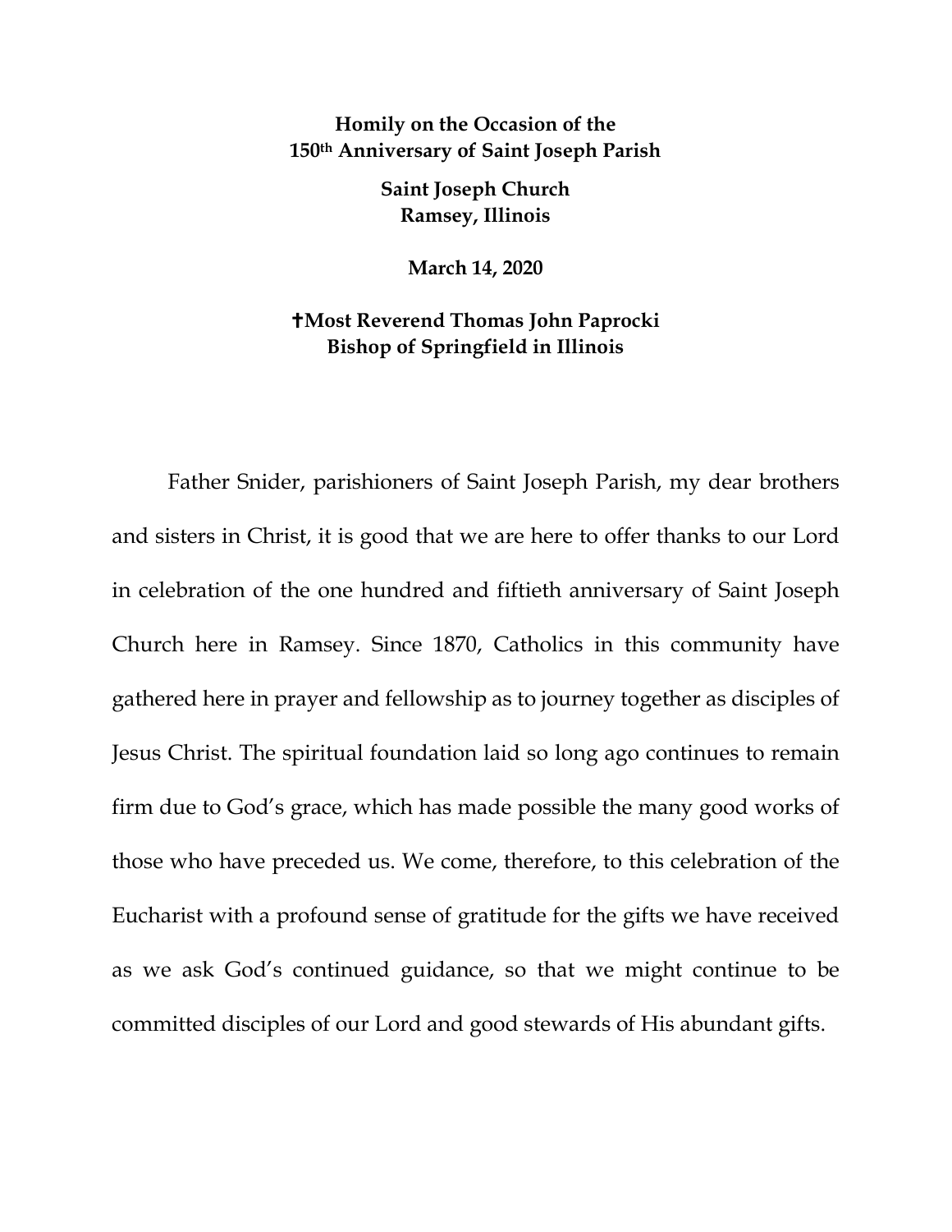**Homily on the Occasion of the 150th Anniversary of Saint Joseph Parish**

**Saint Joseph Church**
**Ramsey, Illinois**

**March 14, 2020**

**✝Most Reverend Thomas John Paprocki**
**Bishop of Springfield in Illinois**

Father Snider, parishioners of Saint Joseph Parish, my dear brothers and sisters in Christ, it is good that we are here to offer thanks to our Lord in celebration of the one hundred and fiftieth anniversary of Saint Joseph Church here in Ramsey. Since 1870, Catholics in this community have gathered here in prayer and fellowship as to journey together as disciples of Jesus Christ. The spiritual foundation laid so long ago continues to remain firm due to God's grace, which has made possible the many good works of those who have preceded us. We come, therefore, to this celebration of the Eucharist with a profound sense of gratitude for the gifts we have received as we ask God's continued guidance, so that we might continue to be committed disciples of our Lord and good stewards of His abundant gifts.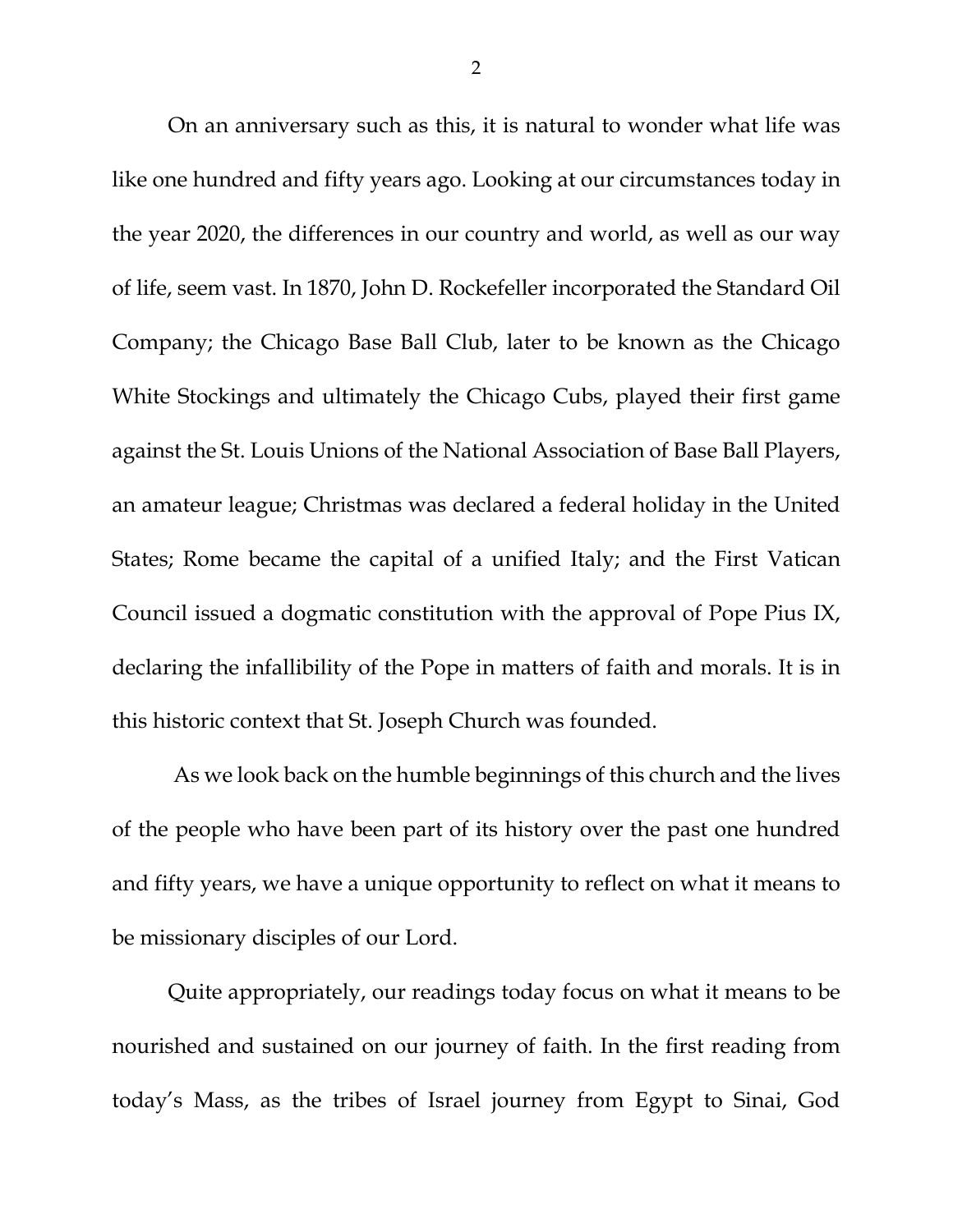On an anniversary such as this, it is natural to wonder what life was like one hundred and fifty years ago. Looking at our circumstances today in the year 2020, the differences in our country and world, as well as our way of life, seem vast. In 1870, John D. Rockefeller incorporated the Standard Oil Company; the Chicago Base Ball Club, later to be known as the Chicago White Stockings and ultimately the Chicago Cubs, played their first game against the St. Louis Unions of the National Association of Base Ball Players, an amateur league; Christmas was declared a federal holiday in the United States; Rome became the capital of a unified Italy; and the First Vatican Council issued a dogmatic constitution with the approval of Pope Pius IX, declaring the infallibility of the Pope in matters of faith and morals. It is in this historic context that St. Joseph Church was founded.

As we look back on the humble beginnings of this church and the lives of the people who have been part of its history over the past one hundred and fifty years, we have a unique opportunity to reflect on what it means to be missionary disciples of our Lord.

Quite appropriately, our readings today focus on what it means to be nourished and sustained on our journey of faith. In the first reading from today's Mass, as the tribes of Israel journey from Egypt to Sinai, God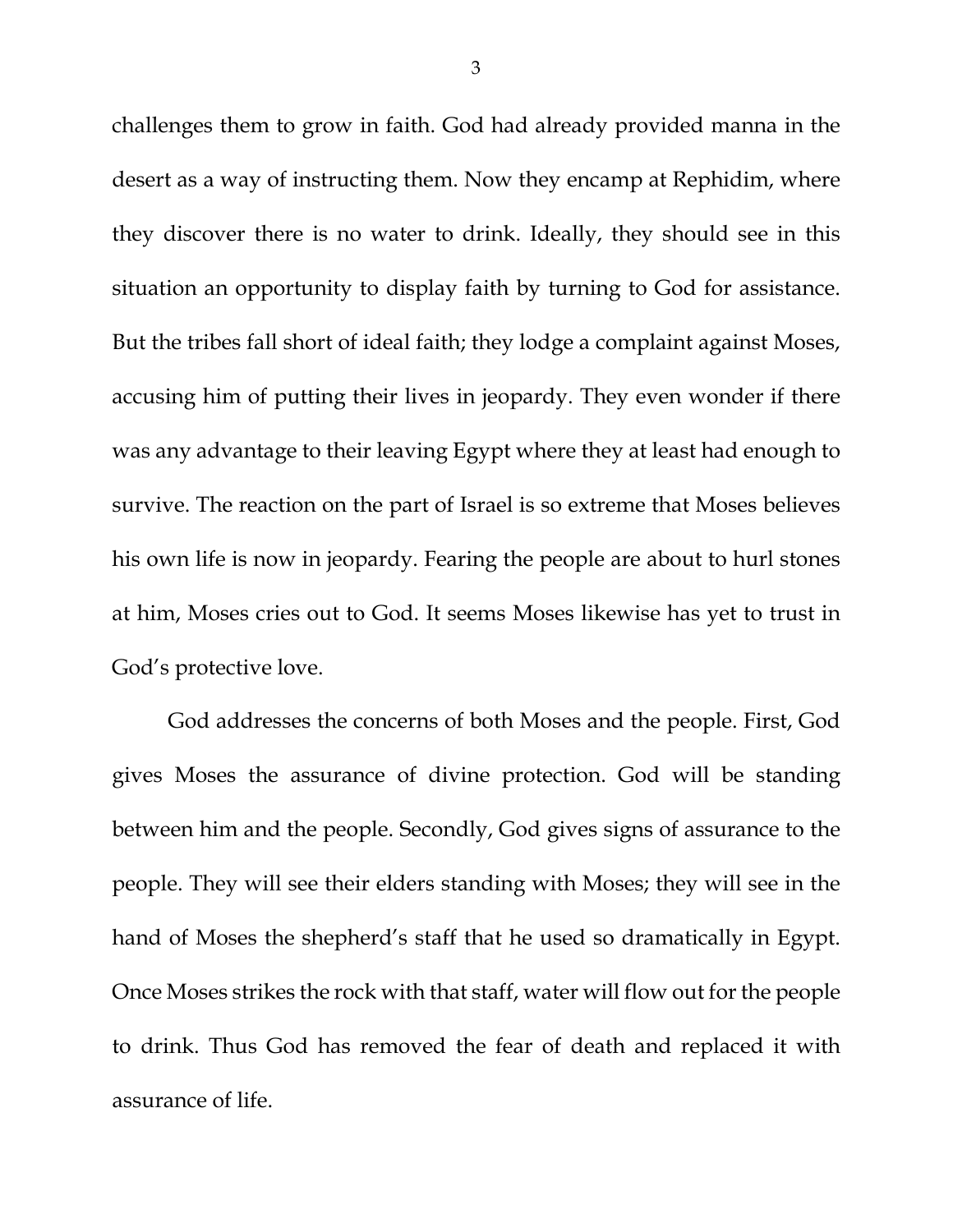challenges them to grow in faith. God had already provided manna in the desert as a way of instructing them. Now they encamp at Rephidim, where they discover there is no water to drink. Ideally, they should see in this situation an opportunity to display faith by turning to God for assistance. But the tribes fall short of ideal faith; they lodge a complaint against Moses, accusing him of putting their lives in jeopardy. They even wonder if there was any advantage to their leaving Egypt where they at least had enough to survive. The reaction on the part of Israel is so extreme that Moses believes his own life is now in jeopardy. Fearing the people are about to hurl stones at him, Moses cries out to God. It seems Moses likewise has yet to trust in God's protective love.

God addresses the concerns of both Moses and the people. First, God gives Moses the assurance of divine protection. God will be standing between him and the people. Secondly, God gives signs of assurance to the people. They will see their elders standing with Moses; they will see in the hand of Moses the shepherd's staff that he used so dramatically in Egypt. Once Moses strikes the rock with that staff, water will flow out for the people to drink. Thus God has removed the fear of death and replaced it with assurance of life.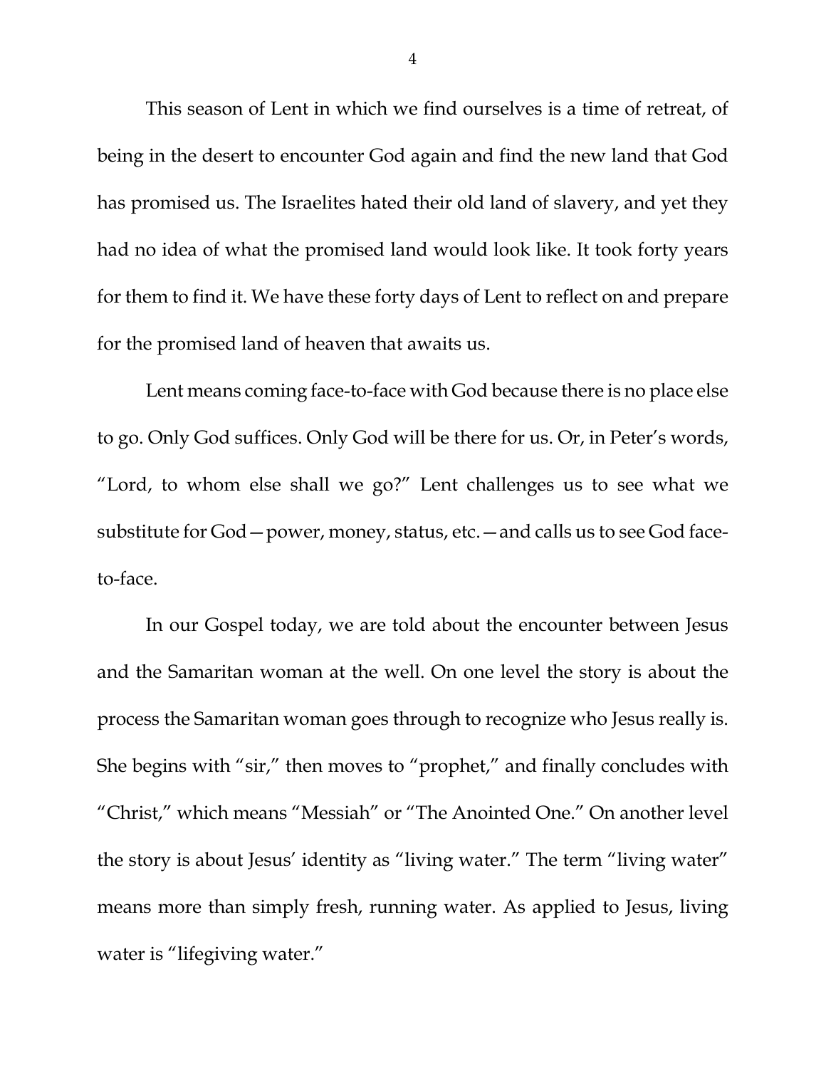This season of Lent in which we find ourselves is a time of retreat, of being in the desert to encounter God again and find the new land that God has promised us. The Israelites hated their old land of slavery, and yet they had no idea of what the promised land would look like. It took forty years for them to find it. We have these forty days of Lent to reflect on and prepare for the promised land of heaven that awaits us.

Lent means coming face-to-face with God because there is no place else to go. Only God suffices. Only God will be there for us. Or, in Peter's words, "Lord, to whom else shall we go?" Lent challenges us to see what we substitute for God—power, money, status, etc.—and calls us to see God face-to-face.

In our Gospel today, we are told about the encounter between Jesus and the Samaritan woman at the well. On one level the story is about the process the Samaritan woman goes through to recognize who Jesus really is. She begins with "sir," then moves to "prophet," and finally concludes with "Christ," which means "Messiah" or "The Anointed One." On another level the story is about Jesus' identity as "living water." The term "living water" means more than simply fresh, running water. As applied to Jesus, living water is "lifegiving water."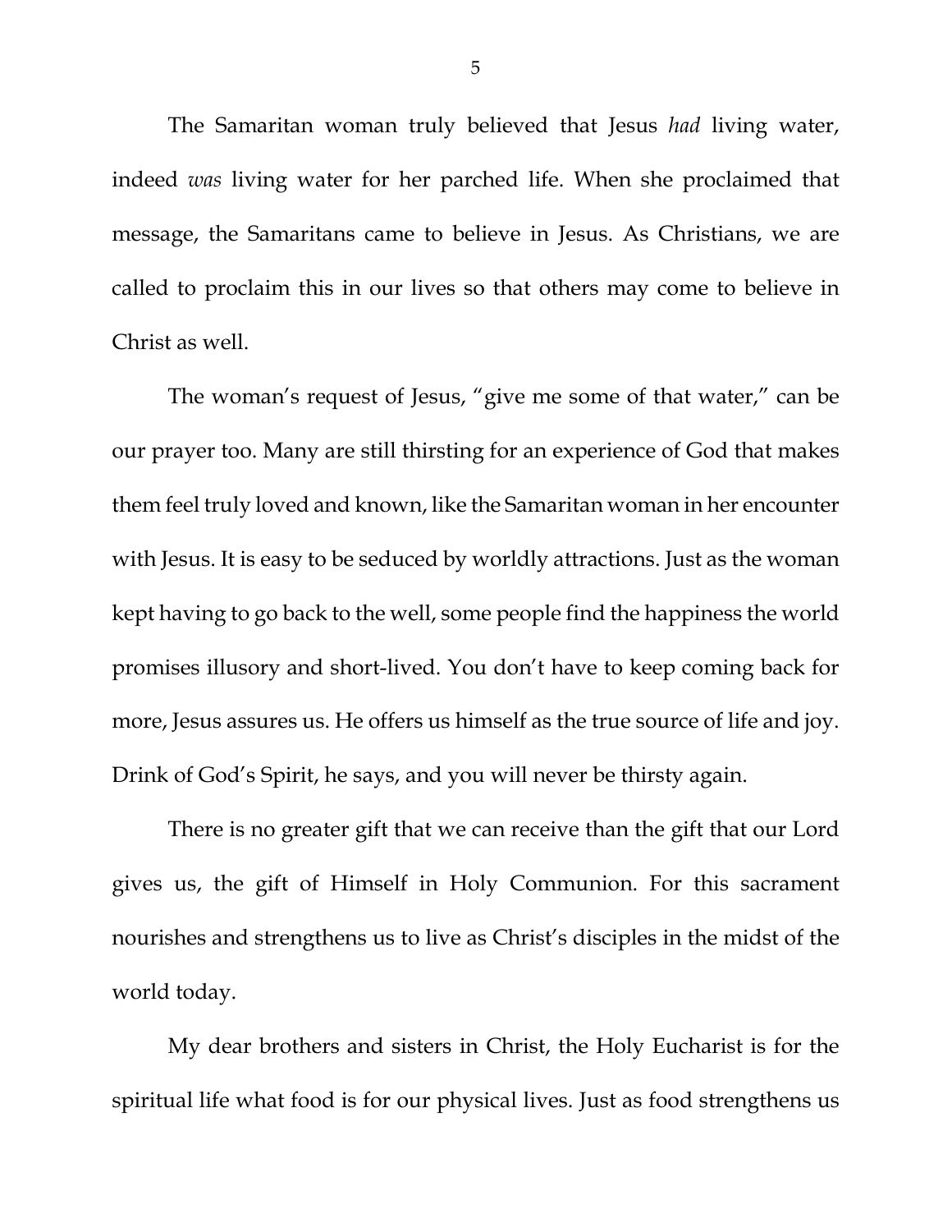The Samaritan woman truly believed that Jesus *had* living water, indeed *was* living water for her parched life. When she proclaimed that message, the Samaritans came to believe in Jesus. As Christians, we are called to proclaim this in our lives so that others may come to believe in Christ as well.

The woman's request of Jesus, "give me some of that water," can be our prayer too. Many are still thirsting for an experience of God that makes them feel truly loved and known, like the Samaritan woman in her encounter with Jesus. It is easy to be seduced by worldly attractions. Just as the woman kept having to go back to the well, some people find the happiness the world promises illusory and short-lived. You don't have to keep coming back for more, Jesus assures us. He offers us himself as the true source of life and joy. Drink of God's Spirit, he says, and you will never be thirsty again.

There is no greater gift that we can receive than the gift that our Lord gives us, the gift of Himself in Holy Communion. For this sacrament nourishes and strengthens us to live as Christ's disciples in the midst of the world today.

My dear brothers and sisters in Christ, the Holy Eucharist is for the spiritual life what food is for our physical lives. Just as food strengthens us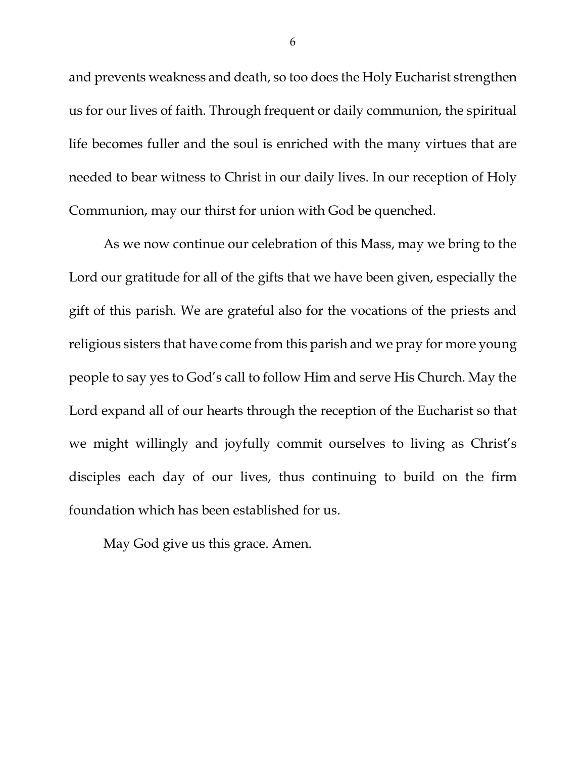and prevents weakness and death, so too does the Holy Eucharist strengthen us for our lives of faith. Through frequent or daily communion, the spiritual life becomes fuller and the soul is enriched with the many virtues that are needed to bear witness to Christ in our daily lives. In our reception of Holy Communion, may our thirst for union with God be quenched.

As we now continue our celebration of this Mass, may we bring to the Lord our gratitude for all of the gifts that we have been given, especially the gift of this parish. We are grateful also for the vocations of the priests and religious sisters that have come from this parish and we pray for more young people to say yes to God's call to follow Him and serve His Church. May the Lord expand all of our hearts through the reception of the Eucharist so that we might willingly and joyfully commit ourselves to living as Christ's disciples each day of our lives, thus continuing to build on the firm foundation which has been established for us.

May God give us this grace. Amen.